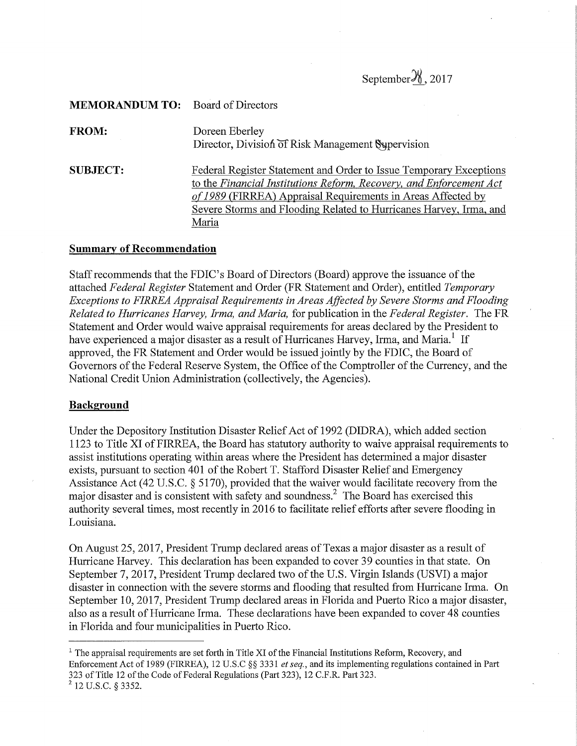September 28, 2017

**MEMORANDUM TO:** Board of Directors

**FROM:** Doreen Eberley
Director, Division of Risk Management Supervision

**SUBJECT:** Federal Register Statement and Order to Issue Temporary Exceptions to the *Financial Institutions Reform, Recovery, and Enforcement Act of 1989* (FIRREA) Appraisal Requirements in Areas Affected by Severe Storms and Flooding Related to Hurricanes Harvey, Irma, and Maria

## Summary of Recommendation

Staff recommends that the FDIC's Board of Directors (Board) approve the issuance of the attached *Federal Register* Statement and Order (FR Statement and Order), entitled *Temporary Exceptions to FIRREA Appraisal Requirements in Areas Affected by Severe Storms and Flooding Related to Hurricanes Harvey, Irma, and Maria,* for publication in the *Federal Register*. The FR Statement and Order would waive appraisal requirements for areas declared by the President to have experienced a major disaster as a result of Hurricanes Harvey, Irma, and Maria.[1] If approved, the FR Statement and Order would be issued jointly by the FDIC, the Board of Governors of the Federal Reserve System, the Office of the Comptroller of the Currency, and the National Credit Union Administration (collectively, the Agencies).

## Background

Under the Depository Institution Disaster Relief Act of 1992 (DIDRA), which added section 1123 to Title XI of FIRREA, the Board has statutory authority to waive appraisal requirements to assist institutions operating within areas where the President has determined a major disaster exists, pursuant to section 401 of the Robert T. Stafford Disaster Relief and Emergency Assistance Act (42 U.S.C. § 5170), provided that the waiver would facilitate recovery from the major disaster and is consistent with safety and soundness.[2] The Board has exercised this authority several times, most recently in 2016 to facilitate relief efforts after severe flooding in Louisiana.

On August 25, 2017, President Trump declared areas of Texas a major disaster as a result of Hurricane Harvey. This declaration has been expanded to cover 39 counties in that state. On September 7, 2017, President Trump declared two of the U.S. Virgin Islands (USVI) a major disaster in connection with the severe storms and flooding that resulted from Hurricane Irma. On September 10, 2017, President Trump declared areas in Florida and Puerto Rico a major disaster, also as a result of Hurricane Irma. These declarations have been expanded to cover 48 counties in Florida and four municipalities in Puerto Rico.

---

[1] The appraisal requirements are set forth in Title XI of the Financial Institutions Reform, Recovery, and Enforcement Act of 1989 (FIRREA), 12 U.S.C §§ 3331 *et seq.*, and its implementing regulations contained in Part 323 of Title 12 of the Code of Federal Regulations (Part 323), 12 C.F.R. Part 323.

[2] 12 U.S.C. § 3352.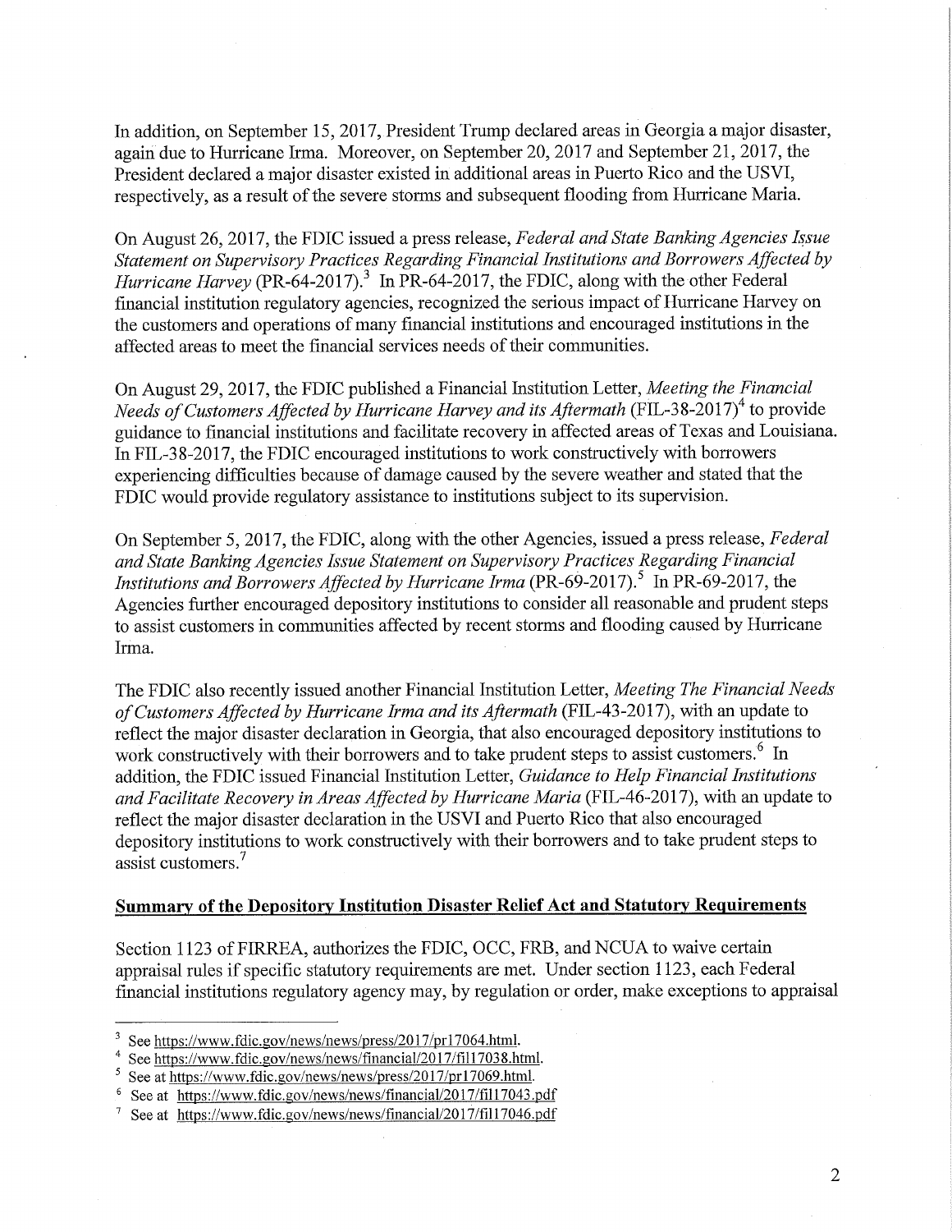In addition, on September 15, 2017, President Trump declared areas in Georgia a major disaster, again due to Hurricane Irma. Moreover, on September 20, 2017 and September 21, 2017, the President declared a major disaster existed in additional areas in Puerto Rico and the USVI, respectively, as a result of the severe storms and subsequent flooding from Hurricane Maria.

On August 26, 2017, the FDIC issued a press release, *Federal and State Banking Agencies Issue Statement on Supervisory Practices Regarding Financial Institutions and Borrowers Affected by Hurricane Harvey* (PR-64-2017).[3] In PR-64-2017, the FDIC, along with the other Federal financial institution regulatory agencies, recognized the serious impact of Hurricane Harvey on the customers and operations of many financial institutions and encouraged institutions in the affected areas to meet the financial services needs of their communities.

On August 29, 2017, the FDIC published a Financial Institution Letter, *Meeting the Financial Needs of Customers Affected by Hurricane Harvey and its Aftermath* (FIL-38-2017)[4] to provide guidance to financial institutions and facilitate recovery in affected areas of Texas and Louisiana. In FIL-38-2017, the FDIC encouraged institutions to work constructively with borrowers experiencing difficulties because of damage caused by the severe weather and stated that the FDIC would provide regulatory assistance to institutions subject to its supervision.

On September 5, 2017, the FDIC, along with the other Agencies, issued a press release, *Federal and State Banking Agencies Issue Statement on Supervisory Practices Regarding Financial Institutions and Borrowers Affected by Hurricane Irma* (PR-69-2017).[5] In PR-69-2017, the Agencies further encouraged depository institutions to consider all reasonable and prudent steps to assist customers in communities affected by recent storms and flooding caused by Hurricane Irma.

The FDIC also recently issued another Financial Institution Letter, *Meeting The Financial Needs of Customers Affected by Hurricane Irma and its Aftermath* (FIL-43-2017), with an update to reflect the major disaster declaration in Georgia, that also encouraged depository institutions to work constructively with their borrowers and to take prudent steps to assist customers.[6] In addition, the FDIC issued Financial Institution Letter, *Guidance to Help Financial Institutions and Facilitate Recovery in Areas Affected by Hurricane Maria* (FIL-46-2017), with an update to reflect the major disaster declaration in the USVI and Puerto Rico that also encouraged depository institutions to work constructively with their borrowers and to take prudent steps to assist customers.[7]

**Summary of the Depository Institution Disaster Relief Act and Statutory Requirements**

Section 1123 of FIRREA, authorizes the FDIC, OCC, FRB, and NCUA to waive certain appraisal rules if specific statutory requirements are met. Under section 1123, each Federal financial institutions regulatory agency may, by regulation or order, make exceptions to appraisal

---

[3] See https://www.fdic.gov/news/news/press/2017/pr17064.html.

[4] See https://www.fdic.gov/news/news/financial/2017/fil17038.html.

[5] See at https://www.fdic.gov/news/news/press/2017/pr17069.html.

[6] See at https://www.fdic.gov/news/news/financial/2017/fil17043.pdf

[7] See at https://www.fdic.gov/news/news/financial/2017/fil17046.pdf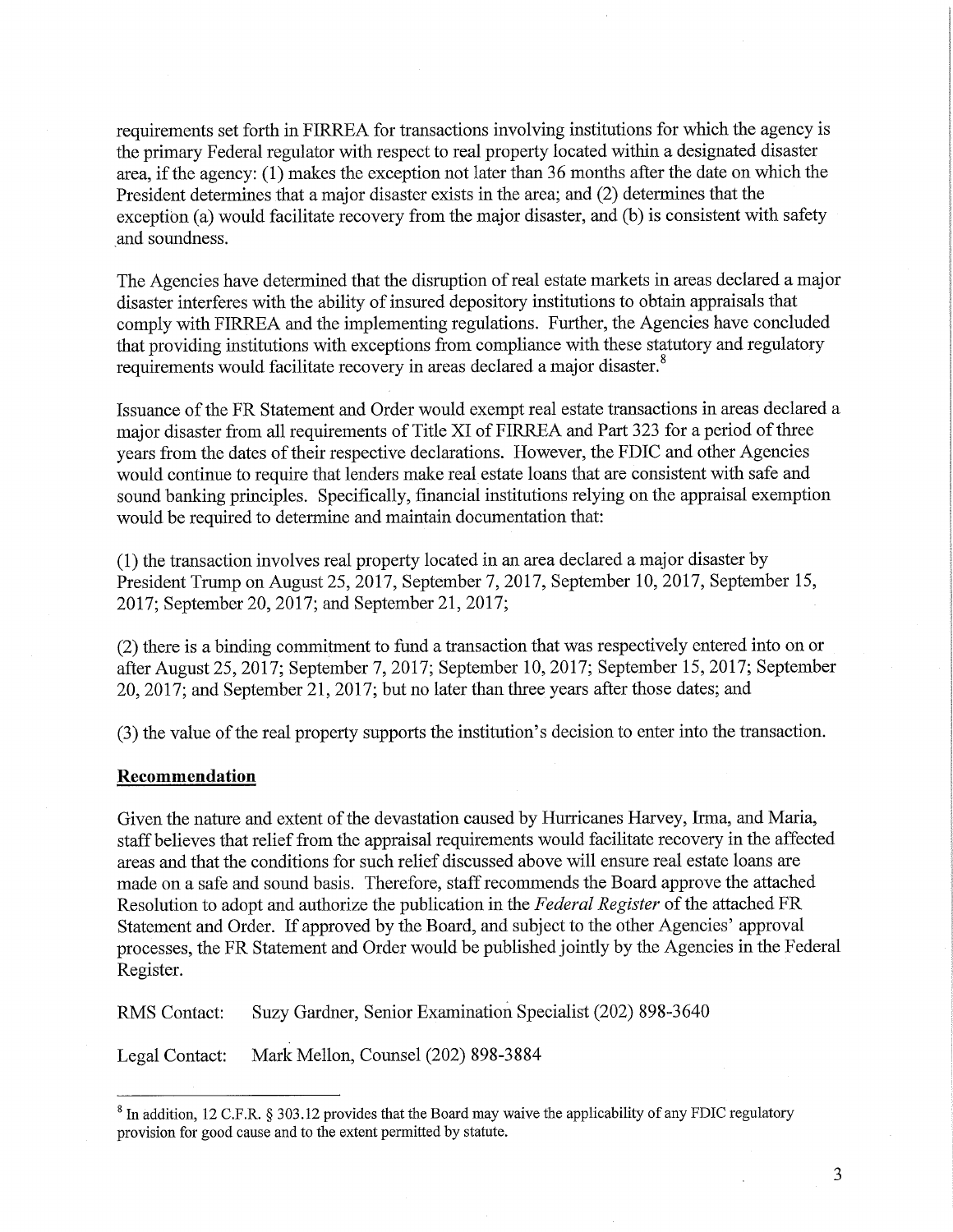requirements set forth in FIRREA for transactions involving institutions for which the agency is the primary Federal regulator with respect to real property located within a designated disaster area, if the agency: (1) makes the exception not later than 36 months after the date on which the President determines that a major disaster exists in the area; and (2) determines that the exception (a) would facilitate recovery from the major disaster, and (b) is consistent with safety and soundness.

The Agencies have determined that the disruption of real estate markets in areas declared a major disaster interferes with the ability of insured depository institutions to obtain appraisals that comply with FIRREA and the implementing regulations. Further, the Agencies have concluded that providing institutions with exceptions from compliance with these statutory and regulatory requirements would facilitate recovery in areas declared a major disaster.[8]

Issuance of the FR Statement and Order would exempt real estate transactions in areas declared a major disaster from all requirements of Title XI of FIRREA and Part 323 for a period of three years from the dates of their respective declarations. However, the FDIC and other Agencies would continue to require that lenders make real estate loans that are consistent with safe and sound banking principles. Specifically, financial institutions relying on the appraisal exemption would be required to determine and maintain documentation that:

(1) the transaction involves real property located in an area declared a major disaster by President Trump on August 25, 2017, September 7, 2017, September 10, 2017, September 15, 2017; September 20, 2017; and September 21, 2017;

(2) there is a binding commitment to fund a transaction that was respectively entered into on or after August 25, 2017; September 7, 2017; September 10, 2017; September 15, 2017; September 20, 2017; and September 21, 2017; but no later than three years after those dates; and

(3) the value of the real property supports the institution's decision to enter into the transaction.

## Recommendation

Given the nature and extent of the devastation caused by Hurricanes Harvey, Irma, and Maria, staff believes that relief from the appraisal requirements would facilitate recovery in the affected areas and that the conditions for such relief discussed above will ensure real estate loans are made on a safe and sound basis. Therefore, staff recommends the Board approve the attached Resolution to adopt and authorize the publication in the *Federal Register* of the attached FR Statement and Order. If approved by the Board, and subject to the other Agencies' approval processes, the FR Statement and Order would be published jointly by the Agencies in the Federal Register.

RMS Contact: Suzy Gardner, Senior Examination Specialist (202) 898-3640

Legal Contact: Mark Mellon, Counsel (202) 898-3884

---

[8] In addition, 12 C.F.R. § 303.12 provides that the Board may waive the applicability of any FDIC regulatory provision for good cause and to the extent permitted by statute.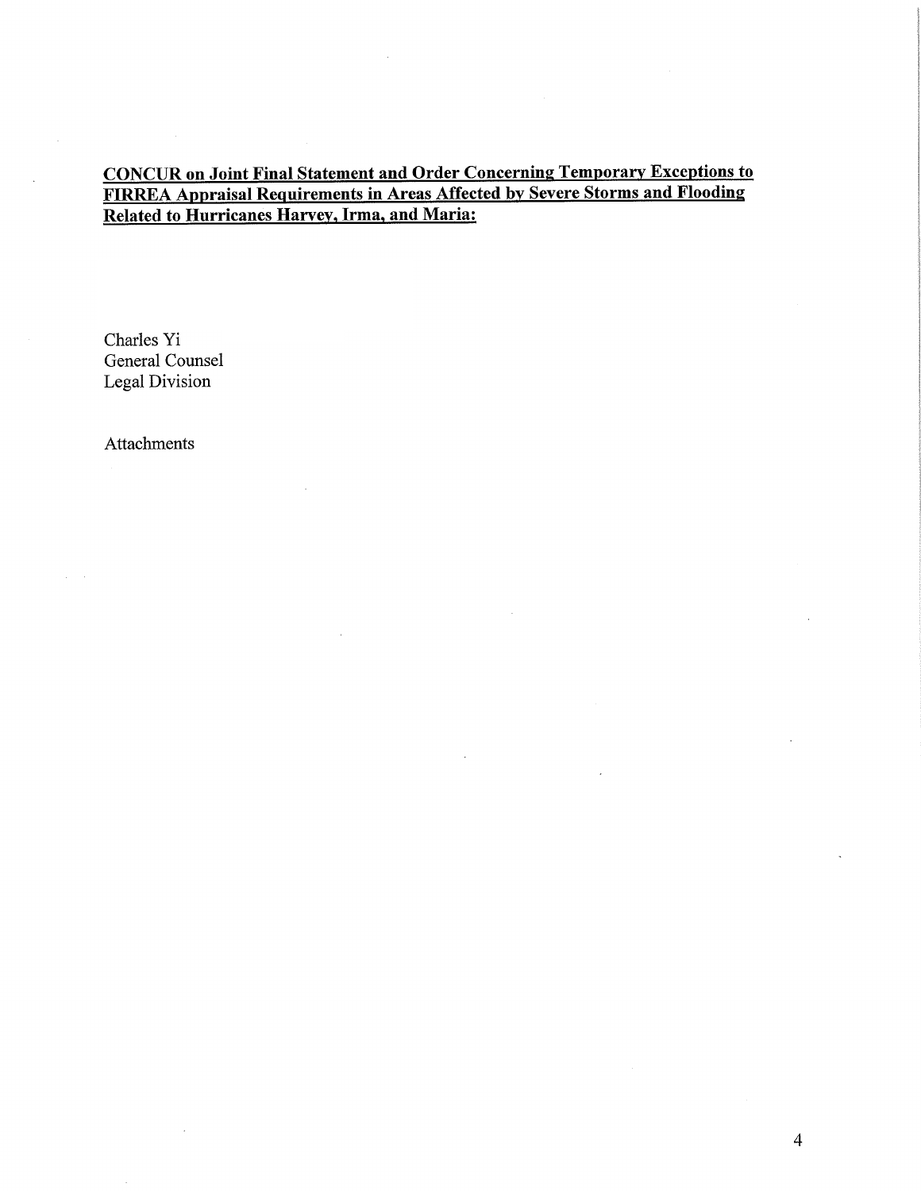**CONCUR on Joint Final Statement and Order Concerning Temporary Exceptions to FIRREA Appraisal Requirements in Areas Affected by Severe Storms and Flooding Related to Hurricanes Harvey, Irma, and Maria:**

Charles Yi
General Counsel
Legal Division

Attachments